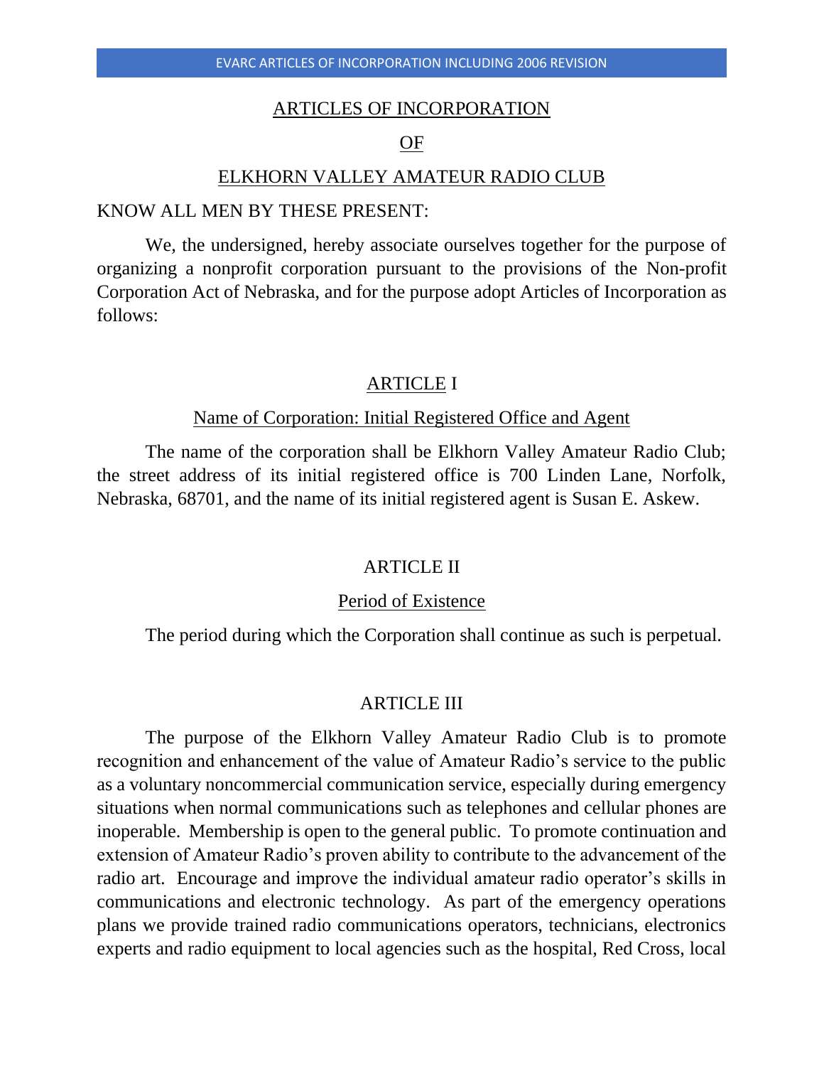# ARTICLES OF INCORPORATION

# OF

# ELKHORN VALLEY AMATEUR RADIO CLUB

KNOW ALL MEN BY THESE PRESENT:

We, the undersigned, hereby associate ourselves together for the purpose of organizing a nonprofit corporation pursuant to the provisions of the Non-profit Corporation Act of Nebraska, and for the purpose adopt Articles of Incorporation as follows:

## ARTICLE I

### Name of Corporation: Initial Registered Office and Agent

The name of the corporation shall be Elkhorn Valley Amateur Radio Club; the street address of its initial registered office is 700 Linden Lane, Norfolk, Nebraska, 68701, and the name of its initial registered agent is Susan E. Askew.

## ARTICLE II

### Period of Existence

The period during which the Corporation shall continue as such is perpetual.

## ARTICLE III

The purpose of the Elkhorn Valley Amateur Radio Club is to promote recognition and enhancement of the value of Amateur Radio's service to the public as a voluntary noncommercial communication service, especially during emergency situations when normal communications such as telephones and cellular phones are inoperable. Membership is open to the general public. To promote continuation and extension of Amateur Radio's proven ability to contribute to the advancement of the radio art. Encourage and improve the individual amateur radio operator's skills in communications and electronic technology. As part of the emergency operations plans we provide trained radio communications operators, technicians, electronics experts and radio equipment to local agencies such as the hospital, Red Cross, local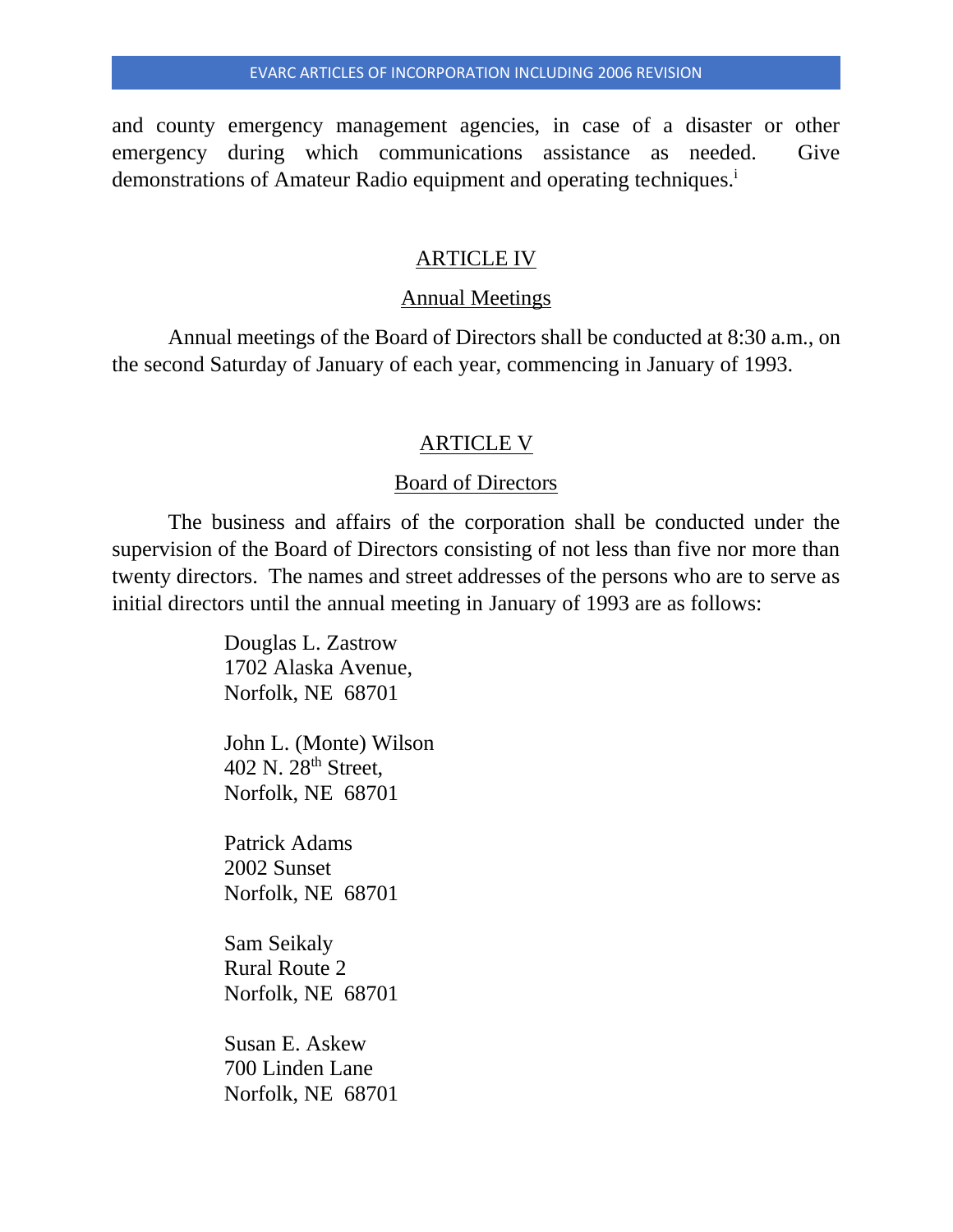and county emergency management agencies, in case of a disaster or other emergency during which communications assistance as needed. Give demonstrations of Amateur Radio equipment and operating techniques.[i]

## ARTICLE IV

### Annual Meetings

Annual meetings of the Board of Directors shall be conducted at 8:30 a.m., on the second Saturday of January of each year, commencing in January of 1993.

## ARTICLE V

### Board of Directors

The business and affairs of the corporation shall be conducted under the supervision of the Board of Directors consisting of not less than five nor more than twenty directors. The names and street addresses of the persons who are to serve as initial directors until the annual meeting in January of 1993 are as follows:

Douglas L. Zastrow  
1702 Alaska Avenue,  
Norfolk, NE 68701

John L. (Monte) Wilson  
402 N. 28th Street,  
Norfolk, NE 68701

Patrick Adams  
2002 Sunset  
Norfolk, NE 68701

Sam Seikaly  
Rural Route 2  
Norfolk, NE 68701

Susan E. Askew  
700 Linden Lane  
Norfolk, NE 68701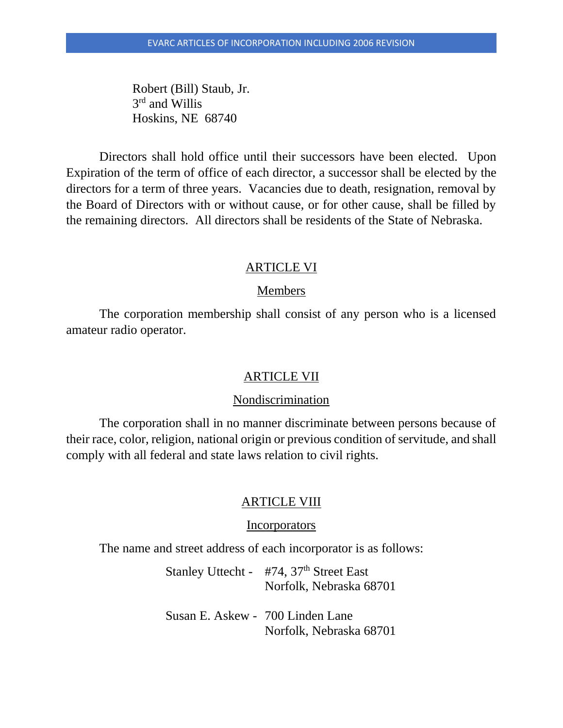Robert (Bill) Staub, Jr.
3rd and Willis
Hoskins, NE  68740

Directors shall hold office until their successors have been elected. Upon Expiration of the term of office of each director, a successor shall be elected by the directors for a term of three years. Vacancies due to death, resignation, removal by the Board of Directors with or without cause, or for other cause, shall be filled by the remaining directors. All directors shall be residents of the State of Nebraska.

## ARTICLE VI

### Members

The corporation membership shall consist of any person who is a licensed amateur radio operator.

## ARTICLE VII

### Nondiscrimination

The corporation shall in no manner discriminate between persons because of their race, color, religion, national origin or previous condition of servitude, and shall comply with all federal and state laws relation to civil rights.

## ARTICLE VIII

### Incorporators

The name and street address of each incorporator is as follows:

Stanley Uttecht - #74, 37th Street East
Norfolk, Nebraska 68701

Susan E. Askew - 700 Linden Lane
Norfolk, Nebraska 68701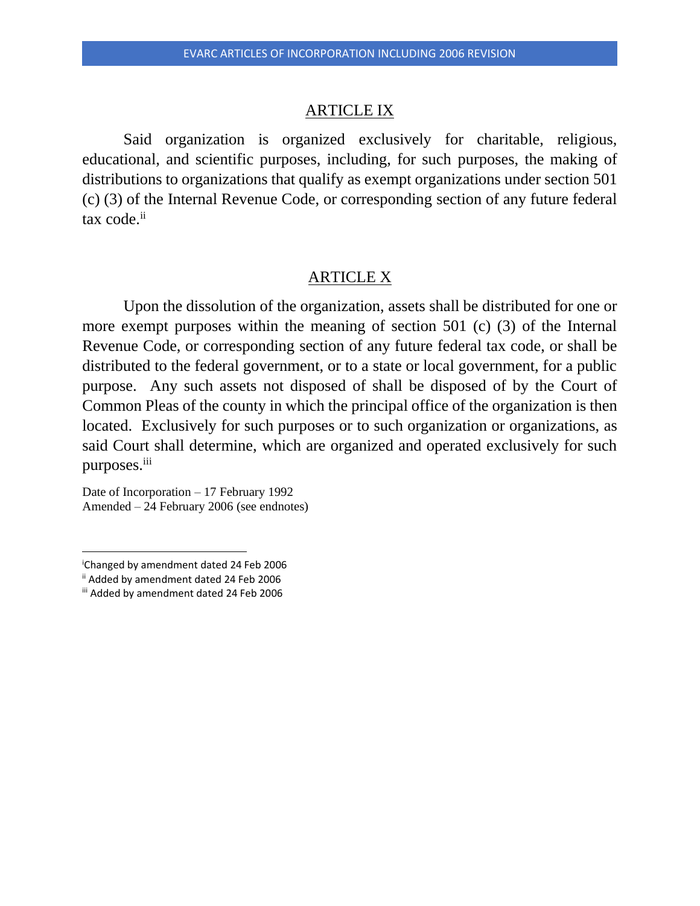## ARTICLE IX

Said organization is organized exclusively for charitable, religious, educational, and scientific purposes, including, for such purposes, the making of distributions to organizations that qualify as exempt organizations under section 501 (c) (3) of the Internal Revenue Code, or corresponding section of any future federal tax code.[ii]

## ARTICLE X

Upon the dissolution of the organization, assets shall be distributed for one or more exempt purposes within the meaning of section 501 (c) (3) of the Internal Revenue Code, or corresponding section of any future federal tax code, or shall be distributed to the federal government, or to a state or local government, for a public purpose. Any such assets not disposed of shall be disposed of by the Court of Common Pleas of the county in which the principal office of the organization is then located. Exclusively for such purposes or to such organization or organizations, as said Court shall determine, which are organized and operated exclusively for such purposes.[iii]

Date of Incorporation – 17 February 1992
Amended – 24 February 2006 (see endnotes)

---

[i] Changed by amendment dated 24 Feb 2006
[ii] Added by amendment dated 24 Feb 2006
[iii] Added by amendment dated 24 Feb 2006